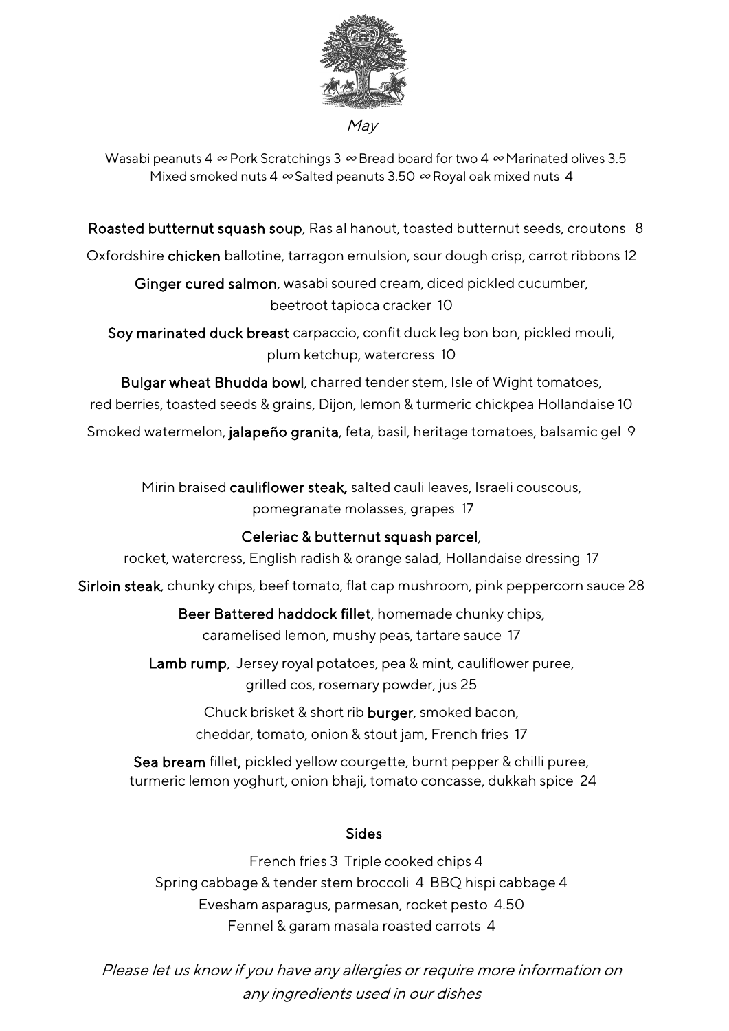*May*

Wasabi peanuts 4 ∞ Pork Scratchings 3 ∞ Bread board for two 4 ∞ Marinated olives 3.5
Mixed smoked nuts 4 ∞ Salted peanuts 3.50 ∞ Royal oak mixed nuts 4

**Roasted butternut squash soup**, Ras al hanout, toasted butternut seeds, croutons 8

Oxfordshire **chicken** ballotine, tarragon emulsion, sour dough crisp, carrot ribbons 12

**Ginger cured salmon**, wasabi soured cream, diced pickled cucumber, beetroot tapioca cracker 10

**Soy marinated duck breast** carpaccio, confit duck leg bon bon, pickled mouli, plum ketchup, watercress 10

**Bulgar wheat Bhudda bowl**, charred tender stem, Isle of Wight tomatoes, red berries, toasted seeds & grains, Dijon, lemon & turmeric chickpea Hollandaise 10

Smoked watermelon, **jalapeño granita**, feta, basil, heritage tomatoes, balsamic gel 9

Mirin braised **cauliflower steak,** salted cauli leaves, Israeli couscous, pomegranate molasses, grapes 17

**Celeriac & butternut squash parcel**, rocket, watercress, English radish & orange salad, Hollandaise dressing 17

**Sirloin steak**, chunky chips, beef tomato, flat cap mushroom, pink peppercorn sauce 28

**Beer Battered haddock fillet**, homemade chunky chips, caramelised lemon, mushy peas, tartare sauce 17

**Lamb rump**, Jersey royal potatoes, pea & mint, cauliflower puree, grilled cos, rosemary powder, jus 25

Chuck brisket & short rib **burger**, smoked bacon, cheddar, tomato, onion & stout jam, French fries 17

**Sea bream** fillet**,** pickled yellow courgette, burnt pepper & chilli puree, turmeric lemon yoghurt, onion bhaji, tomato concasse, dukkah spice 24

## Sides

French fries 3 Triple cooked chips 4
Spring cabbage & tender stem broccoli 4 BBQ hispi cabbage 4
Evesham asparagus, parmesan, rocket pesto 4.50
Fennel & garam masala roasted carrots 4

*Please let us know if you have any allergies or require more information on any ingredients used in our dishes*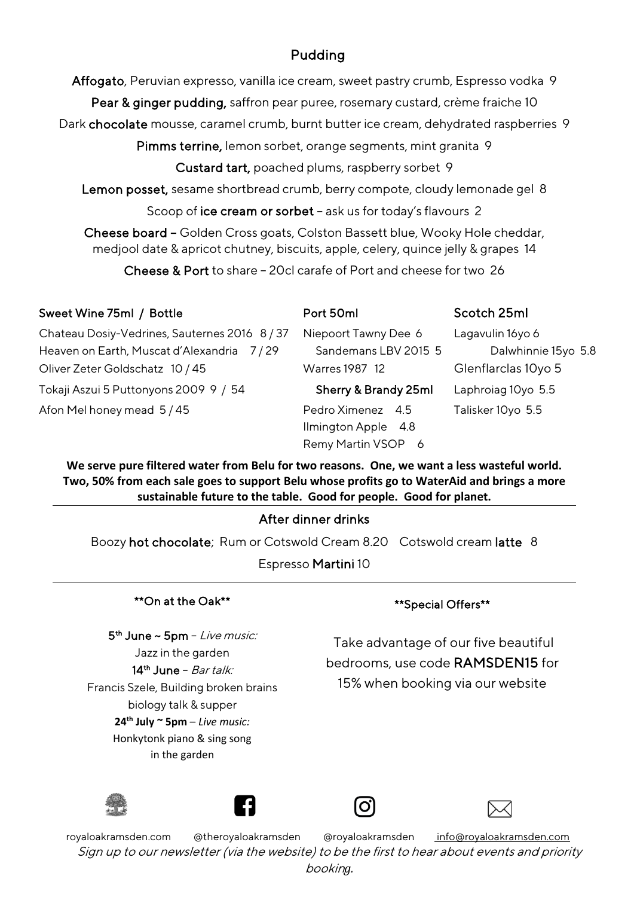## Pudding

**Affogato**, Peruvian expresso, vanilla ice cream, sweet pastry crumb, Espresso vodka 9

**Pear & ginger pudding,** saffron pear puree, rosemary custard, crème fraiche 10

Dark **chocolate** mousse, caramel crumb, burnt butter ice cream, dehydrated raspberries 9

**Pimms terrine,** lemon sorbet, orange segments, mint granita 9

**Custard tart,** poached plums, raspberry sorbet 9

**Lemon posset,** sesame shortbread crumb, berry compote, cloudy lemonade gel 8

Scoop of **ice cream or sorbet** – ask us for today's flavours 2

**Cheese board** – Golden Cross goats, Colston Bassett blue, Wooky Hole cheddar, medjool date & apricot chutney, biscuits, apple, celery, quince jelly & grapes 14

**Cheese & Port** to share – 20cl carafe of Port and cheese for two 26

### Sweet Wine 75ml / Bottle

Chateau Dosiy-Vedrines, Sauternes 2016 8 / 37
Heaven on Earth, Muscat d'Alexandria 7 / 29
Oliver Zeter Goldschatz 10 / 45
Tokaji Aszui 5 Puttonyons 2009 9 / 54
Afon Mel honey mead 5 / 45

### Port 50ml

Niepoort Tawny Dee 6
Sandemans LBV 2015 5
Warres 1987 12

### Sherry & Brandy 25ml

Pedro Ximenez 4.5
Ilmington Apple 4.8
Remy Martin VSOP 6

### Scotch 25ml

Lagavulin 16yo 6
Dalwhinnie 15yo 5.8
Glenflarclas 10yo 5
Laphroiag 10yo 5.5
Talisker 10yo 5.5

**We serve pure filtered water from Belu for two reasons. One, we want a less wasteful world. Two, 50% from each sale goes to support Belu whose profits go to WaterAid and brings a more sustainable future to the table. Good for people. Good for planet.**

### After dinner drinks

Boozy **hot chocolate**; Rum or Cotswold Cream 8.20 Cotswold cream **latte** 8

Espresso **Martini** 10

### \*\*On at the Oak\*\*

**5th June ~ 5pm** – *Live music:*
Jazz in the garden

**14th June** – *Bar talk:*
Francis Szele, Building broken brains biology talk & supper

**24th July ~ 5pm** – *Live music:*
Honkytonk piano & sing song in the garden

### \*\*Special Offers\*\*

Take advantage of our five beautiful bedrooms, use code **RAMSDEN15** for 15% when booking via our website

royaloakramsden.com @theroyaloakramsden @royaloakramsden info@royaloakramsden.com

*Sign up to our newsletter (via the website) to be the first to hear about events and priority booking.*